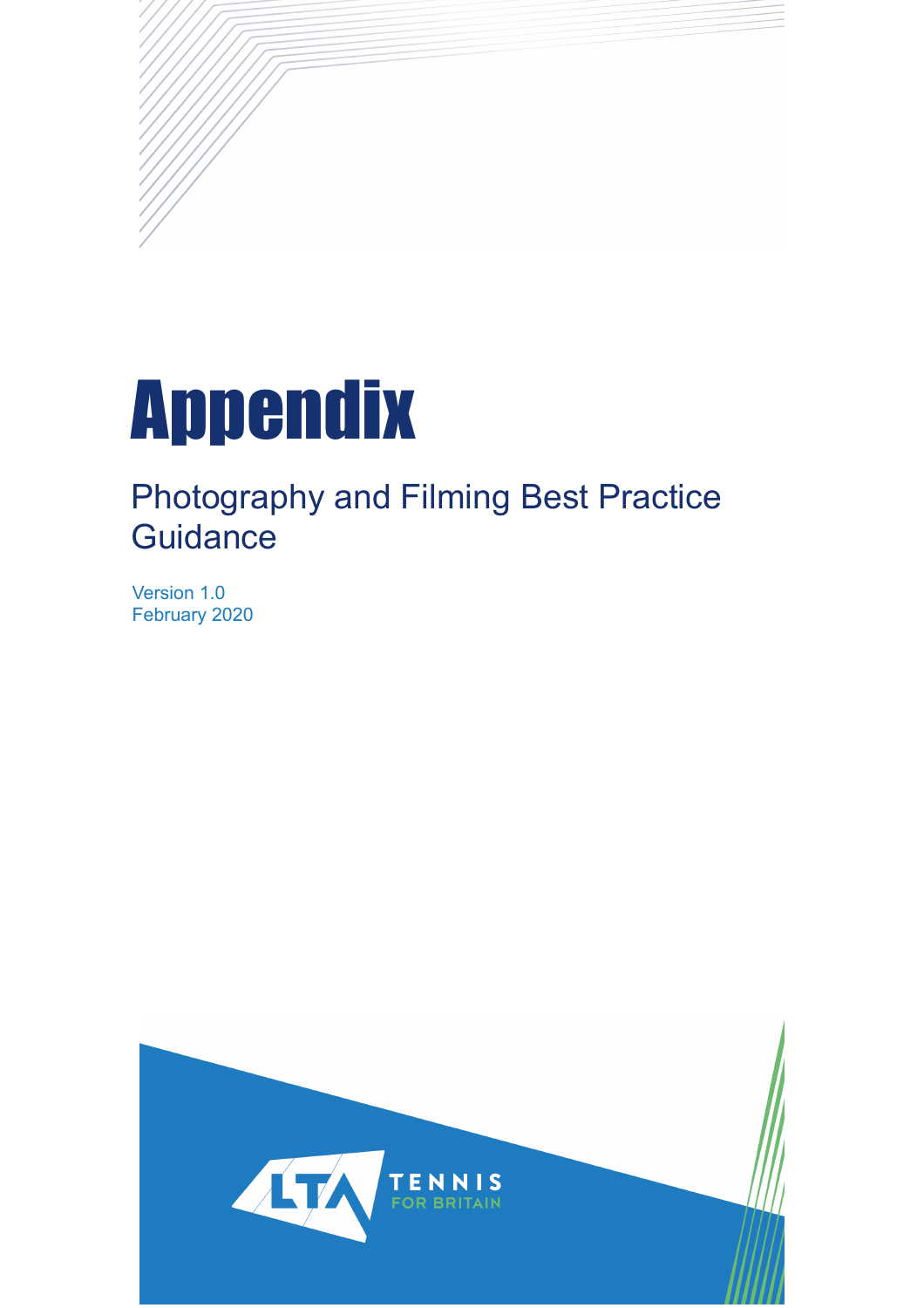# Appendix

## Photography and Filming Best Practice Guidance

Version 1.0
February 2020

LTA TENNIS FOR BRITAIN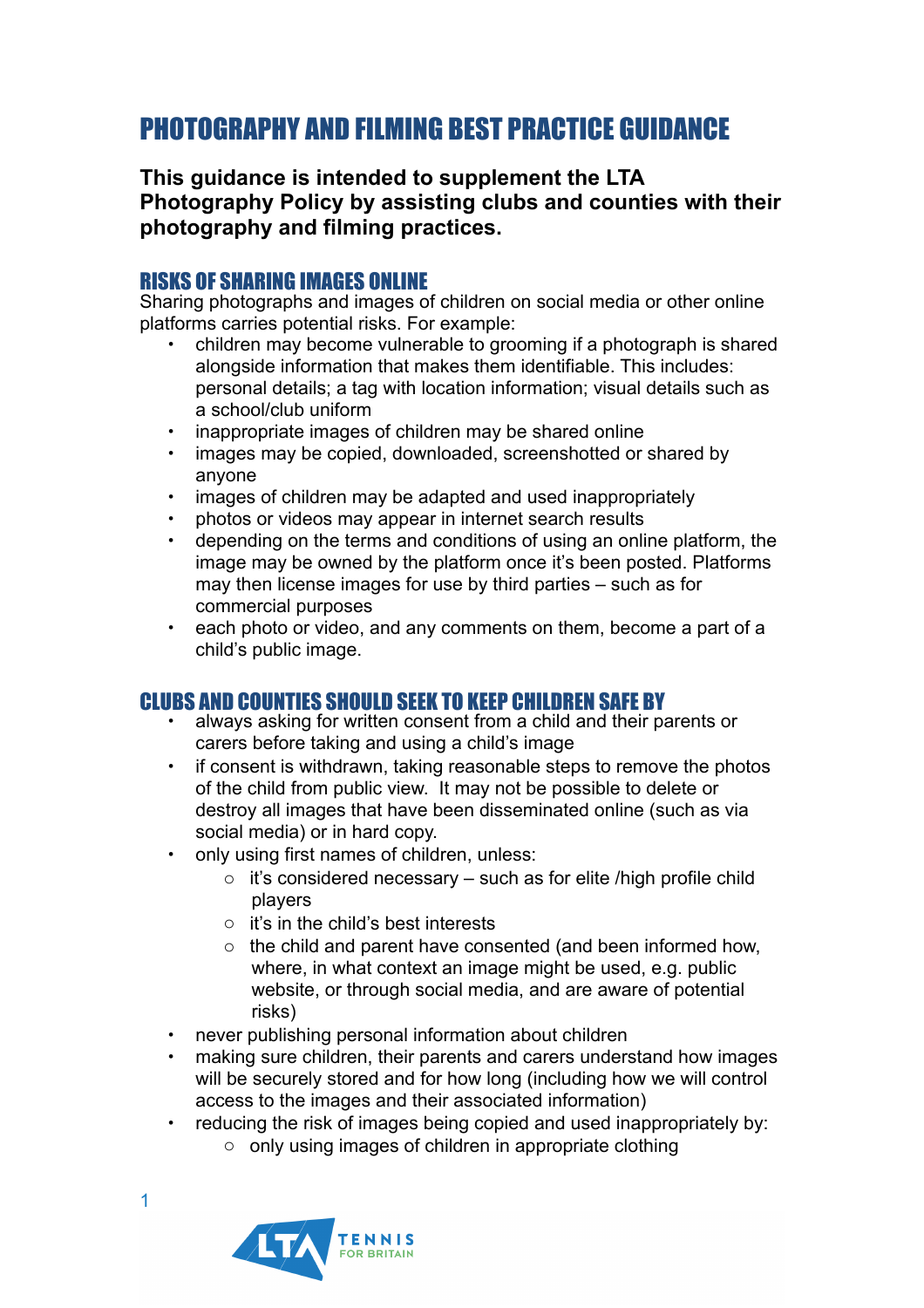# PHOTOGRAPHY AND FILMING BEST PRACTICE GUIDANCE

**This guidance is intended to supplement the LTA Photography Policy by assisting clubs and counties with their photography and filming practices.**

## RISKS OF SHARING IMAGES ONLINE

Sharing photographs and images of children on social media or other online platforms carries potential risks. For example:

- children may become vulnerable to grooming if a photograph is shared alongside information that makes them identifiable. This includes: personal details; a tag with location information; visual details such as a school/club uniform
- inappropriate images of children may be shared online
- images may be copied, downloaded, screenshotted or shared by anyone
- images of children may be adapted and used inappropriately
- photos or videos may appear in internet search results
- depending on the terms and conditions of using an online platform, the image may be owned by the platform once it's been posted. Platforms may then license images for use by third parties – such as for commercial purposes
- each photo or video, and any comments on them, become a part of a child's public image.

## CLUBS AND COUNTIES SHOULD SEEK TO KEEP CHILDREN SAFE BY

- always asking for written consent from a child and their parents or carers before taking and using a child's image
- if consent is withdrawn, taking reasonable steps to remove the photos of the child from public view. It may not be possible to delete or destroy all images that have been disseminated online (such as via social media) or in hard copy.
- only using first names of children, unless:
  - it's considered necessary – such as for elite /high profile child players
  - it's in the child's best interests
  - the child and parent have consented (and been informed how, where, in what context an image might be used, e.g. public website, or through social media, and are aware of potential risks)
- never publishing personal information about children
- making sure children, their parents and carers understand how images will be securely stored and for how long (including how we will control access to the images and their associated information)
- reducing the risk of images being copied and used inappropriately by:
  - only using images of children in appropriate clothing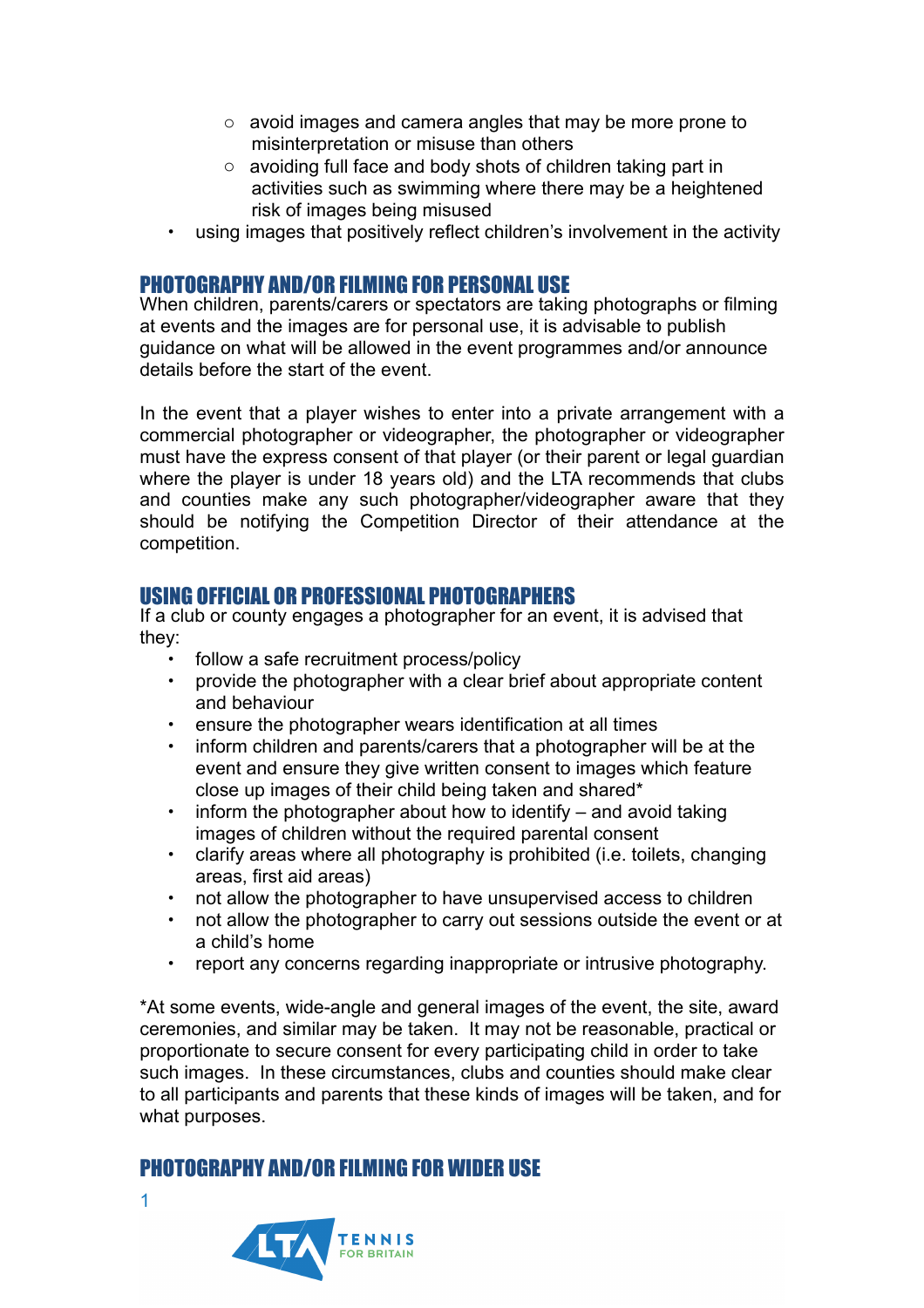- avoid images and camera angles that may be more prone to misinterpretation or misuse than others
  - avoiding full face and body shots of children taking part in activities such as swimming where there may be a heightened risk of images being misused
- using images that positively reflect children's involvement in the activity

## PHOTOGRAPHY AND/OR FILMING FOR PERSONAL USE

When children, parents/carers or spectators are taking photographs or filming at events and the images are for personal use, it is advisable to publish guidance on what will be allowed in the event programmes and/or announce details before the start of the event.

In the event that a player wishes to enter into a private arrangement with a commercial photographer or videographer, the photographer or videographer must have the express consent of that player (or their parent or legal guardian where the player is under 18 years old) and the LTA recommends that clubs and counties make any such photographer/videographer aware that they should be notifying the Competition Director of their attendance at the competition.

## USING OFFICIAL OR PROFESSIONAL PHOTOGRAPHERS

If a club or county engages a photographer for an event, it is advised that they:

- follow a safe recruitment process/policy
- provide the photographer with a clear brief about appropriate content and behaviour
- ensure the photographer wears identification at all times
- inform children and parents/carers that a photographer will be at the event and ensure they give written consent to images which feature close up images of their child being taken and shared*
- inform the photographer about how to identify – and avoid taking images of children without the required parental consent
- clarify areas where all photography is prohibited (i.e. toilets, changing areas, first aid areas)
- not allow the photographer to have unsupervised access to children
- not allow the photographer to carry out sessions outside the event or at a child's home
- report any concerns regarding inappropriate or intrusive photography.

*At some events, wide-angle and general images of the event, the site, award ceremonies, and similar may be taken. It may not be reasonable, practical or proportionate to secure consent for every participating child in order to take such images. In these circumstances, clubs and counties should make clear to all participants and parents that these kinds of images will be taken, and for what purposes.

## PHOTOGRAPHY AND/OR FILMING FOR WIDER USE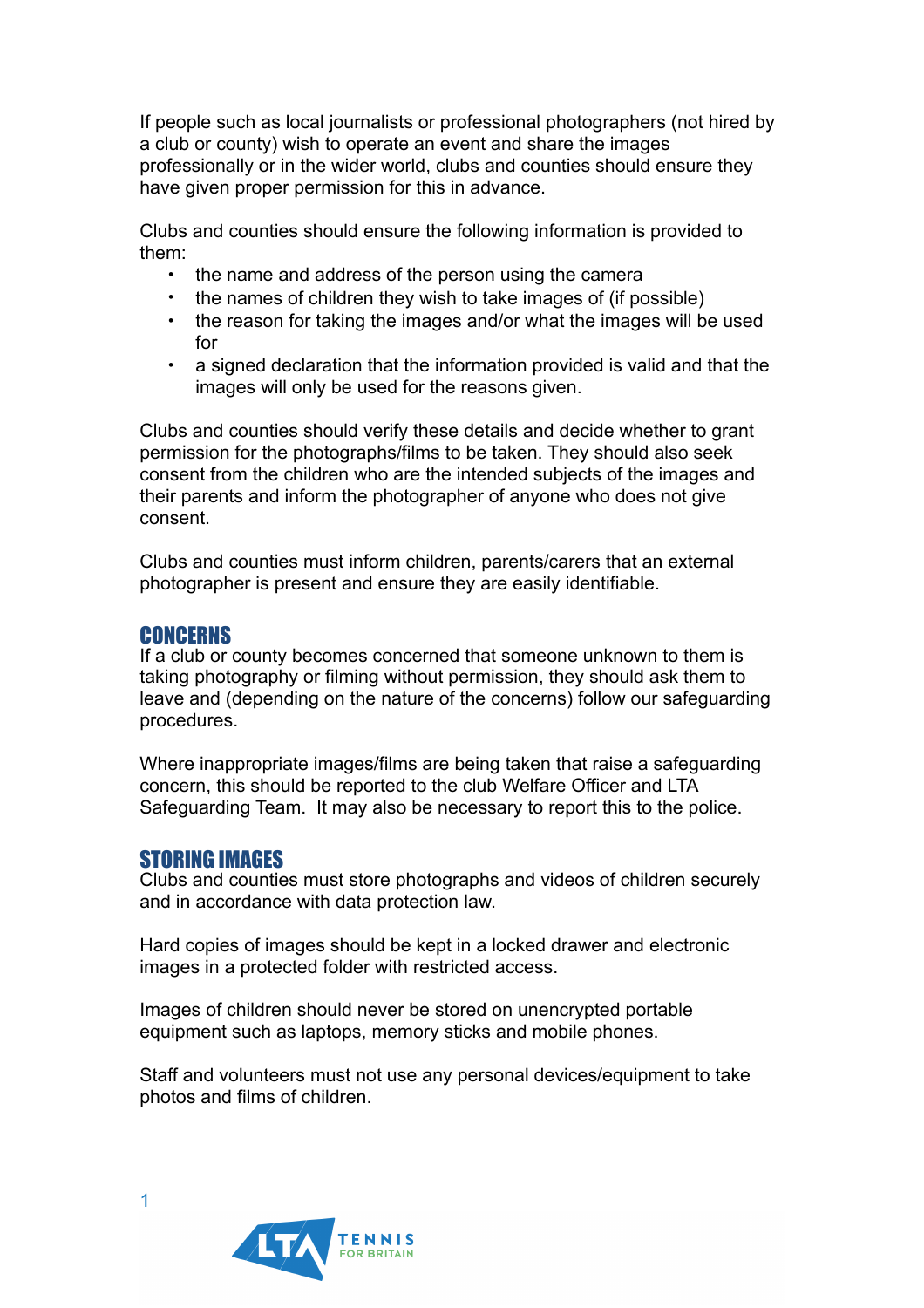If people such as local journalists or professional photographers (not hired by a club or county) wish to operate an event and share the images professionally or in the wider world, clubs and counties should ensure they have given proper permission for this in advance.

Clubs and counties should ensure the following information is provided to them:

- the name and address of the person using the camera
- the names of children they wish to take images of (if possible)
- the reason for taking the images and/or what the images will be used for
- a signed declaration that the information provided is valid and that the images will only be used for the reasons given.

Clubs and counties should verify these details and decide whether to grant permission for the photographs/films to be taken. They should also seek consent from the children who are the intended subjects of the images and their parents and inform the photographer of anyone who does not give consent.

Clubs and counties must inform children, parents/carers that an external photographer is present and ensure they are easily identifiable.

## CONCERNS

If a club or county becomes concerned that someone unknown to them is taking photography or filming without permission, they should ask them to leave and (depending on the nature of the concerns) follow our safeguarding procedures.

Where inappropriate images/films are being taken that raise a safeguarding concern, this should be reported to the club Welfare Officer and LTA Safeguarding Team. It may also be necessary to report this to the police.

## STORING IMAGES

Clubs and counties must store photographs and videos of children securely and in accordance with data protection law.

Hard copies of images should be kept in a locked drawer and electronic images in a protected folder with restricted access.

Images of children should never be stored on unencrypted portable equipment such as laptops, memory sticks and mobile phones.

Staff and volunteers must not use any personal devices/equipment to take photos and films of children.